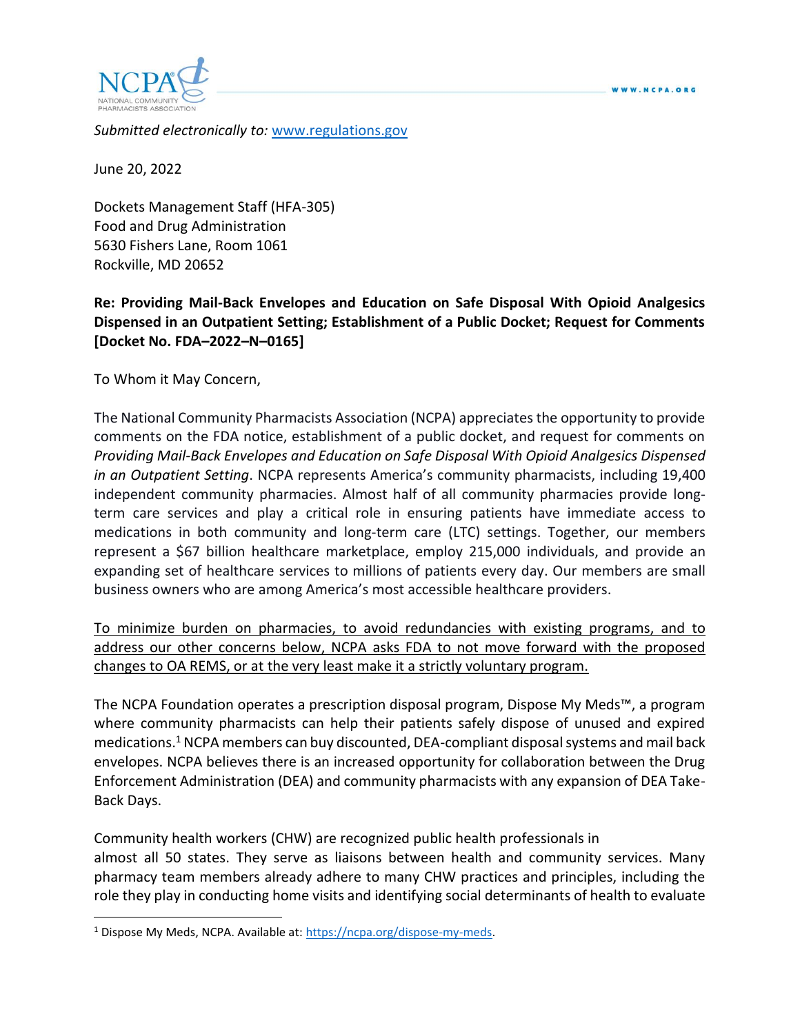*Submitted electronically to:* www.regulations.gov

June 20, 2022

Dockets Management Staff (HFA-305)
Food and Drug Administration
5630 Fishers Lane, Room 1061
Rockville, MD 20652

**Re: Providing Mail-Back Envelopes and Education on Safe Disposal With Opioid Analgesics Dispensed in an Outpatient Setting; Establishment of a Public Docket; Request for Comments [Docket No. FDA–2022–N–0165]**

To Whom it May Concern,

The National Community Pharmacists Association (NCPA) appreciates the opportunity to provide comments on the FDA notice, establishment of a public docket, and request for comments on *Providing Mail-Back Envelopes and Education on Safe Disposal With Opioid Analgesics Dispensed in an Outpatient Setting*. NCPA represents America's community pharmacists, including 19,400 independent community pharmacies. Almost half of all community pharmacies provide long-term care services and play a critical role in ensuring patients have immediate access to medications in both community and long-term care (LTC) settings. Together, our members represent a $67 billion healthcare marketplace, employ 215,000 individuals, and provide an expanding set of healthcare services to millions of patients every day. Our members are small business owners who are among America's most accessible healthcare providers.

<u>To minimize burden on pharmacies, to avoid redundancies with existing programs, and to address our other concerns below, NCPA asks FDA to not move forward with the proposed changes to OA REMS, or at the very least make it a strictly voluntary program.</u>

The NCPA Foundation operates a prescription disposal program, Dispose My Meds™, a program where community pharmacists can help their patients safely dispose of unused and expired medications.[1] NCPA members can buy discounted, DEA-compliant disposal systems and mail back envelopes. NCPA believes there is an increased opportunity for collaboration between the Drug Enforcement Administration (DEA) and community pharmacists with any expansion of DEA Take-Back Days.

Community health workers (CHW) are recognized public health professionals in almost all 50 states. They serve as liaisons between health and community services. Many pharmacy team members already adhere to many CHW practices and principles, including the role they play in conducting home visits and identifying social determinants of health to evaluate

---

[1] Dispose My Meds, NCPA. Available at: https://ncpa.org/dispose-my-meds.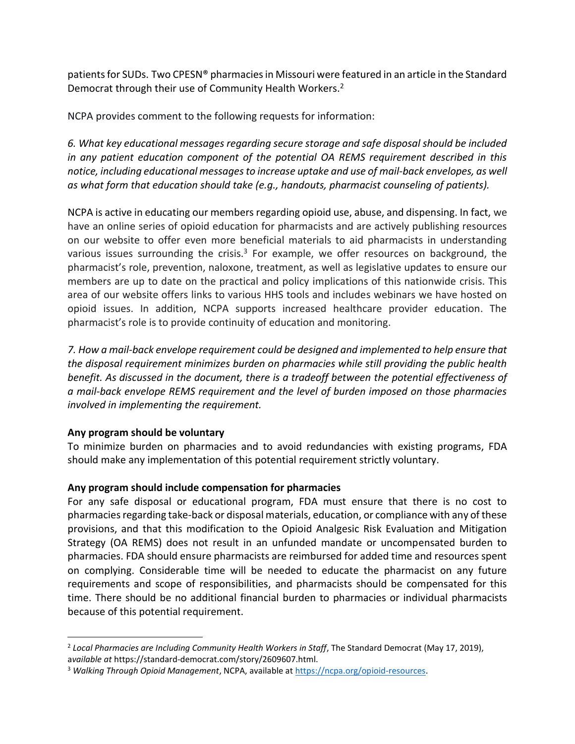patients for SUDs. Two CPESN® pharmacies in Missouri were featured in an article in the Standard Democrat through their use of Community Health Workers.[2]

NCPA provides comment to the following requests for information:

*6. What key educational messages regarding secure storage and safe disposal should be included in any patient education component of the potential OA REMS requirement described in this notice, including educational messages to increase uptake and use of mail-back envelopes, as well as what form that education should take (e.g., handouts, pharmacist counseling of patients).*

NCPA is active in educating our members regarding opioid use, abuse, and dispensing. In fact, we have an online series of opioid education for pharmacists and are actively publishing resources on our website to offer even more beneficial materials to aid pharmacists in understanding various issues surrounding the crisis.[3] For example, we offer resources on background, the pharmacist's role, prevention, naloxone, treatment, as well as legislative updates to ensure our members are up to date on the practical and policy implications of this nationwide crisis. This area of our website offers links to various HHS tools and includes webinars we have hosted on opioid issues. In addition, NCPA supports increased healthcare provider education. The pharmacist's role is to provide continuity of education and monitoring.

*7. How a mail-back envelope requirement could be designed and implemented to help ensure that the disposal requirement minimizes burden on pharmacies while still providing the public health benefit. As discussed in the document, there is a tradeoff between the potential effectiveness of a mail-back envelope REMS requirement and the level of burden imposed on those pharmacies involved in implementing the requirement.*

**Any program should be voluntary**

To minimize burden on pharmacies and to avoid redundancies with existing programs, FDA should make any implementation of this potential requirement strictly voluntary.

**Any program should include compensation for pharmacies**

For any safe disposal or educational program, FDA must ensure that there is no cost to pharmacies regarding take-back or disposal materials, education, or compliance with any of these provisions, and that this modification to the Opioid Analgesic Risk Evaluation and Mitigation Strategy (OA REMS) does not result in an unfunded mandate or uncompensated burden to pharmacies. FDA should ensure pharmacists are reimbursed for added time and resources spent on complying. Considerable time will be needed to educate the pharmacist on any future requirements and scope of responsibilities, and pharmacists should be compensated for this time. There should be no additional financial burden to pharmacies or individual pharmacists because of this potential requirement.

---

[2] *Local Pharmacies are Including Community Health Workers in Staff*, The Standard Democrat (May 17, 2019), *available at* https://standard-democrat.com/story/2609607.html.

[3] *Walking Through Opioid Management*, NCPA, available at https://ncpa.org/opioid-resources.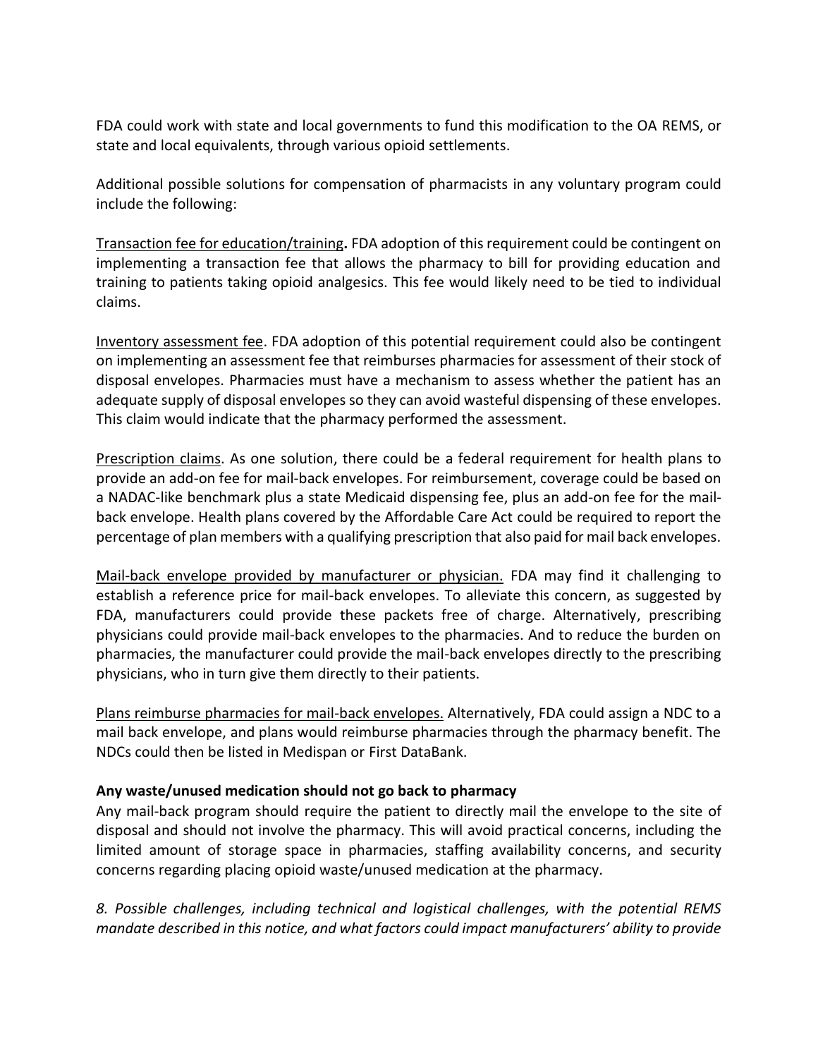FDA could work with state and local governments to fund this modification to the OA REMS, or state and local equivalents, through various opioid settlements.

Additional possible solutions for compensation of pharmacists in any voluntary program could include the following:

<u>Transaction fee for education/training</u>**.** FDA adoption of this requirement could be contingent on implementing a transaction fee that allows the pharmacy to bill for providing education and training to patients taking opioid analgesics. This fee would likely need to be tied to individual claims.

<u>Inventory assessment fee</u>. FDA adoption of this potential requirement could also be contingent on implementing an assessment fee that reimburses pharmacies for assessment of their stock of disposal envelopes. Pharmacies must have a mechanism to assess whether the patient has an adequate supply of disposal envelopes so they can avoid wasteful dispensing of these envelopes. This claim would indicate that the pharmacy performed the assessment.

<u>Prescription claims</u>. As one solution, there could be a federal requirement for health plans to provide an add-on fee for mail-back envelopes. For reimbursement, coverage could be based on a NADAC-like benchmark plus a state Medicaid dispensing fee, plus an add-on fee for the mail-back envelope. Health plans covered by the Affordable Care Act could be required to report the percentage of plan members with a qualifying prescription that also paid for mail back envelopes.

<u>Mail-back envelope provided by manufacturer or physician.</u> FDA may find it challenging to establish a reference price for mail-back envelopes. To alleviate this concern, as suggested by FDA, manufacturers could provide these packets free of charge. Alternatively, prescribing physicians could provide mail-back envelopes to the pharmacies. And to reduce the burden on pharmacies, the manufacturer could provide the mail-back envelopes directly to the prescribing physicians, who in turn give them directly to their patients.

<u>Plans reimburse pharmacies for mail-back envelopes.</u> Alternatively, FDA could assign a NDC to a mail back envelope, and plans would reimburse pharmacies through the pharmacy benefit. The NDCs could then be listed in Medispan or First DataBank.

**Any waste/unused medication should not go back to pharmacy**

Any mail-back program should require the patient to directly mail the envelope to the site of disposal and should not involve the pharmacy. This will avoid practical concerns, including the limited amount of storage space in pharmacies, staffing availability concerns, and security concerns regarding placing opioid waste/unused medication at the pharmacy.

*8. Possible challenges, including technical and logistical challenges, with the potential REMS mandate described in this notice, and what factors could impact manufacturers' ability to provide*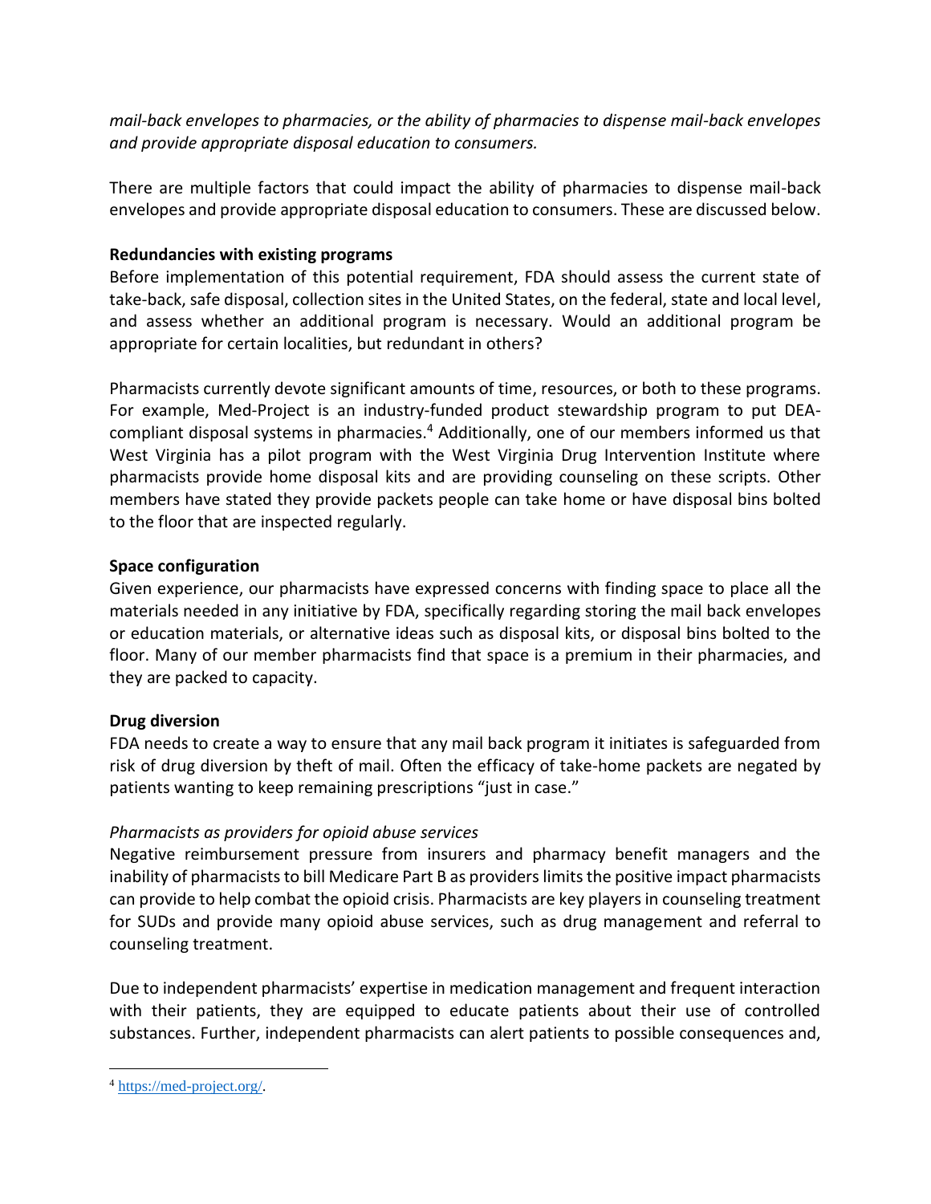*mail-back envelopes to pharmacies, or the ability of pharmacies to dispense mail-back envelopes and provide appropriate disposal education to consumers.*

There are multiple factors that could impact the ability of pharmacies to dispense mail-back envelopes and provide appropriate disposal education to consumers. These are discussed below.

**Redundancies with existing programs**

Before implementation of this potential requirement, FDA should assess the current state of take-back, safe disposal, collection sites in the United States, on the federal, state and local level, and assess whether an additional program is necessary. Would an additional program be appropriate for certain localities, but redundant in others?

Pharmacists currently devote significant amounts of time, resources, or both to these programs. For example, Med-Project is an industry-funded product stewardship program to put DEA-compliant disposal systems in pharmacies.[4] Additionally, one of our members informed us that West Virginia has a pilot program with the West Virginia Drug Intervention Institute where pharmacists provide home disposal kits and are providing counseling on these scripts. Other members have stated they provide packets people can take home or have disposal bins bolted to the floor that are inspected regularly.

**Space configuration**

Given experience, our pharmacists have expressed concerns with finding space to place all the materials needed in any initiative by FDA, specifically regarding storing the mail back envelopes or education materials, or alternative ideas such as disposal kits, or disposal bins bolted to the floor. Many of our member pharmacists find that space is a premium in their pharmacies, and they are packed to capacity.

**Drug diversion**

FDA needs to create a way to ensure that any mail back program it initiates is safeguarded from risk of drug diversion by theft of mail. Often the efficacy of take-home packets are negated by patients wanting to keep remaining prescriptions "just in case."

*Pharmacists as providers for opioid abuse services*

Negative reimbursement pressure from insurers and pharmacy benefit managers and the inability of pharmacists to bill Medicare Part B as providers limits the positive impact pharmacists can provide to help combat the opioid crisis. Pharmacists are key players in counseling treatment for SUDs and provide many opioid abuse services, such as drug management and referral to counseling treatment.

Due to independent pharmacists' expertise in medication management and frequent interaction with their patients, they are equipped to educate patients about their use of controlled substances. Further, independent pharmacists can alert patients to possible consequences and,

---

[4] https://med-project.org/.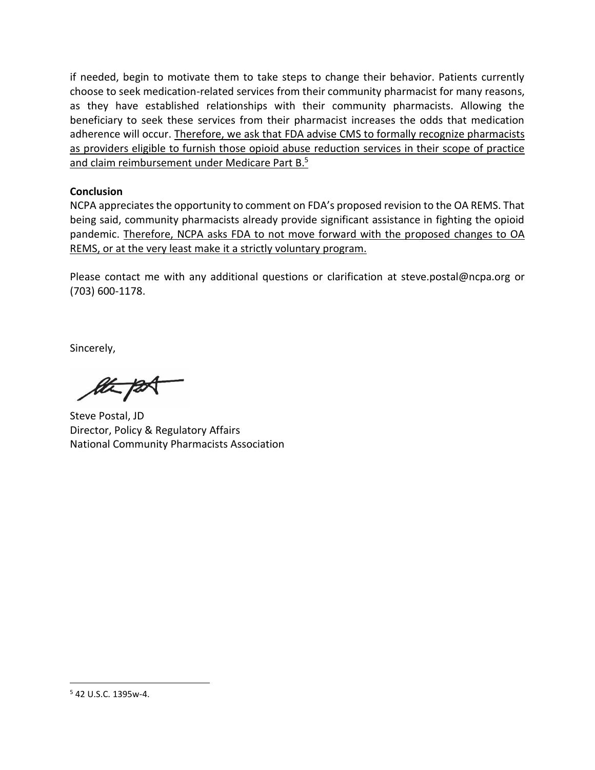if needed, begin to motivate them to take steps to change their behavior. Patients currently choose to seek medication-related services from their community pharmacist for many reasons, as they have established relationships with their community pharmacists. Allowing the beneficiary to seek these services from their pharmacist increases the odds that medication adherence will occur. <u>Therefore, we ask that FDA advise CMS to formally recognize pharmacists as providers eligible to furnish those opioid abuse reduction services in their scope of practice and claim reimbursement under Medicare Part B.</u>[5]

**Conclusion**

NCPA appreciates the opportunity to comment on FDA's proposed revision to the OA REMS. That being said, community pharmacists already provide significant assistance in fighting the opioid pandemic. <u>Therefore, NCPA asks FDA to not move forward with the proposed changes to OA REMS, or at the very least make it a strictly voluntary program.</u>

Please contact me with any additional questions or clarification at steve.postal@ncpa.org or (703) 600-1178.

Sincerely,

Steve Postal, JD
Director, Policy & Regulatory Affairs
National Community Pharmacists Association

[5] 42 U.S.C. 1395w-4.